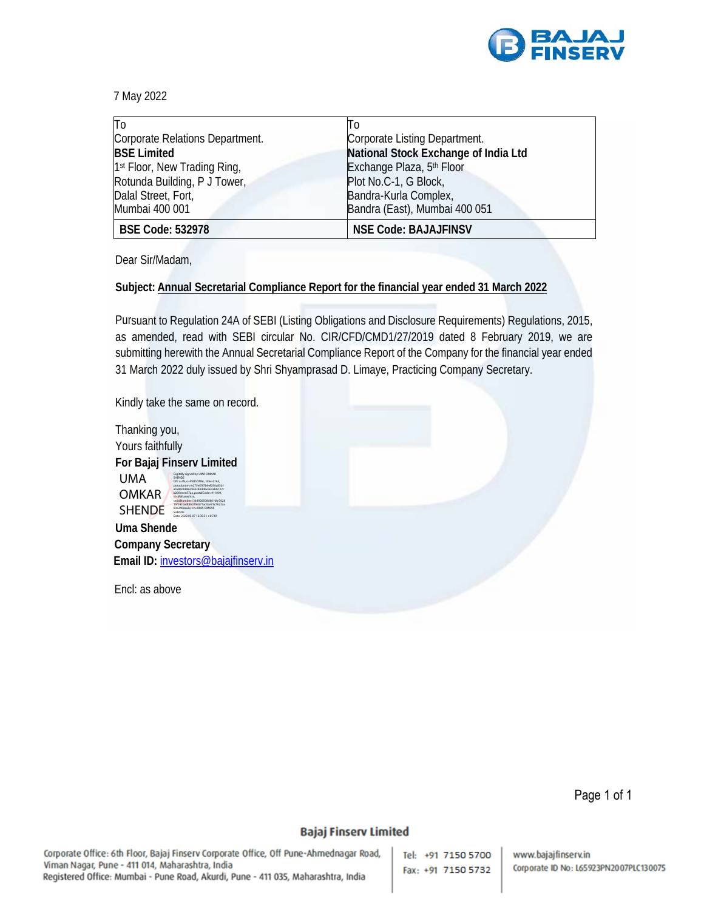7 May 2022

| To<br>Corporate Relations Department.<br>**BSE Limited**<br>1st Floor, New Trading Ring,<br>Rotunda Building, P J Tower,<br>Dalal Street, Fort,<br>Mumbai 400 001 | To<br>Corporate Listing Department.<br>**National Stock Exchange of India Ltd**<br>Exchange Plaza, 5th Floor<br>Plot No.C-1, G Block,<br>Bandra-Kurla Complex,<br>Bandra (East), Mumbai 400 051 |
|---|---|
| **BSE Code: 532978** | **NSE Code: BAJAJFINSV** |

Dear Sir/Madam,

**Subject: Annual Secretarial Compliance Report for the financial year ended 31 March 2022**

Pursuant to Regulation 24A of SEBI (Listing Obligations and Disclosure Requirements) Regulations, 2015, as amended, read with SEBI circular No. CIR/CFD/CMD1/27/2019 dated 8 February 2019, we are submitting herewith the Annual Secretarial Compliance Report of the Company for the financial year ended 31 March 2022 duly issued by Shri Shyamprasad D. Limaye, Practicing Company Secretary.

Kindly take the same on record.

Thanking you,
Yours faithfully
**For Bajaj Finserv Limited**

UMA OMKAR SHENDE

**Uma Shende**
**Company Secretary**
**Email ID:** investors@bajajfinserv.in

Encl: as above

**Bajaj Finserv Limited**

Corporate Office: 6th Floor, Bajaj Finserv Corporate Office, Off Pune-Ahmednagar Road, Viman Nagar, Pune - 411 014, Maharashtra, India
Registered Office: Mumbai - Pune Road, Akurdi, Pune - 411 035, Maharashtra, India

Tel: +91 7150 5700
Fax: +91 7150 5732

www.bajajfinserv.in
Corporate ID No: L65923PN2007PLC130075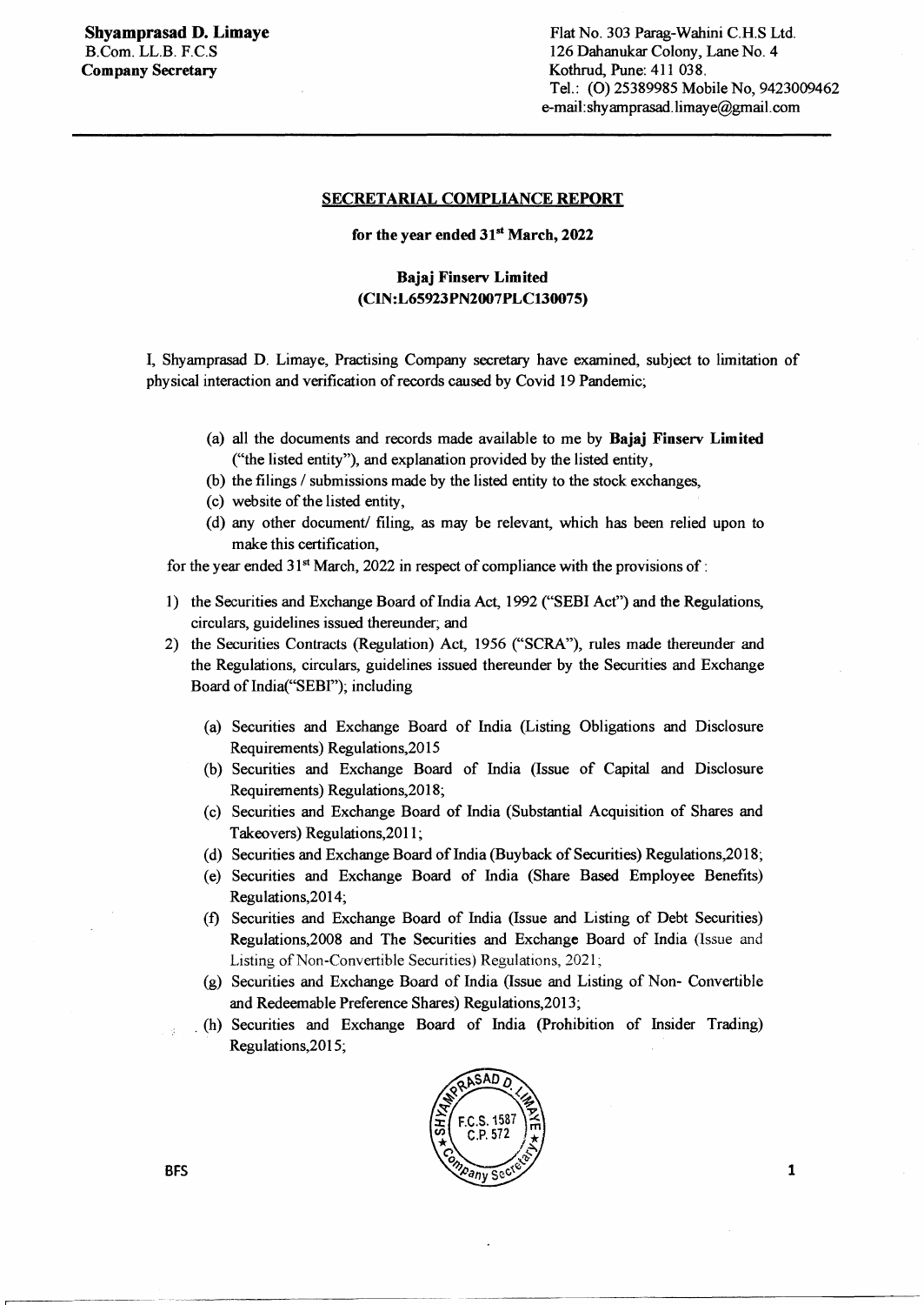**Shyamprasad D. Limaye**
B.Com. LL.B. F.C.S
**Company Secretary**

Flat No. 303 Parag-Wahini C.H.S Ltd.
126 Dahanukar Colony, Lane No. 4
Kothrud, Pune: 411 038.
Tel.: (O) 25389985 Mobile No, 9423009462
e-mail:shyamprasad.limaye@gmail.com

## SECRETARIAL COMPLIANCE REPORT

**for the year ended 31st March, 2022**

**Bajaj Finserv Limited**
**(CIN:L65923PN2007PLC130075)**

I, Shyamprasad D. Limaye, Practising Company secretary have examined, subject to limitation of physical interaction and verification of records caused by Covid 19 Pandemic;

(a) all the documents and records made available to me by **Bajaj Finserv Limited** ("the listed entity"), and explanation provided by the listed entity,

(b) the filings / submissions made by the listed entity to the stock exchanges,

(c) website of the listed entity,

(d) any other document/ filing, as may be relevant, which has been relied upon to make this certification,

for the year ended 31st March, 2022 in respect of compliance with the provisions of :

1) the Securities and Exchange Board of India Act, 1992 ("SEBI Act") and the Regulations, circulars, guidelines issued thereunder; and

2) the Securities Contracts (Regulation) Act, 1956 ("SCRA"), rules made thereunder and the Regulations, circulars, guidelines issued thereunder by the Securities and Exchange Board of India("SEBI"); including

   (a) Securities and Exchange Board of India (Listing Obligations and Disclosure Requirements) Regulations,2015

   (b) Securities and Exchange Board of India (Issue of Capital and Disclosure Requirements) Regulations,2018;

   (c) Securities and Exchange Board of India (Substantial Acquisition of Shares and Takeovers) Regulations,2011;

   (d) Securities and Exchange Board of India (Buyback of Securities) Regulations,2018;

   (e) Securities and Exchange Board of India (Share Based Employee Benefits) Regulations,2014;

   (f) Securities and Exchange Board of India (Issue and Listing of Debt Securities) Regulations,2008 and The Securities and Exchange Board of India (Issue and Listing of Non-Convertible Securities) Regulations, 2021;

   (g) Securities and Exchange Board of India (Issue and Listing of Non- Convertible and Redeemable Preference Shares) Regulations,2013;

   (h) Securities and Exchange Board of India (Prohibition of Insider Trading) Regulations,2015;

BFS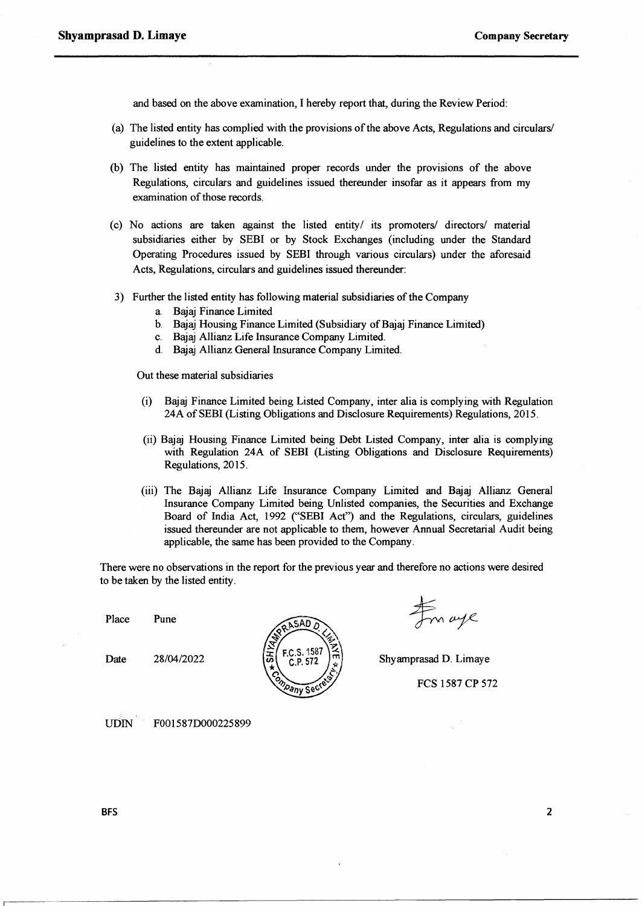and based on the above examination, I hereby report that, during the Review Period:

(a) The listed entity has complied with the provisions of the above Acts, Regulations and circulars/ guidelines to the extent applicable.

(b) The listed entity has maintained proper records under the provisions of the above Regulations, circulars and guidelines issued thereunder insofar as it appears from my examination of those records.

(c) No actions are taken against the listed entity/ its promoters/ directors/ material subsidiaries either by SEBI or by Stock Exchanges (including under the Standard Operating Procedures issued by SEBI through various circulars) under the aforesaid Acts, Regulations, circulars and guidelines issued thereunder:

3) Further the listed entity has following material subsidiaries of the Company

   a. Bajaj Finance Limited
   b. Bajaj Housing Finance Limited (Subsidiary of Bajaj Finance Limited)
   c. Bajaj Allianz Life Insurance Company Limited.
   d. Bajaj Allianz General Insurance Company Limited.

   Out these material subsidiaries

   (i) Bajaj Finance Limited being Listed Company, inter alia is complying with Regulation 24A of SEBI (Listing Obligations and Disclosure Requirements) Regulations, 2015.

   (ii) Bajaj Housing Finance Limited being Debt Listed Company, inter alia is complying with Regulation 24A of SEBI (Listing Obligations and Disclosure Requirements) Regulations, 2015.

   (iii) The Bajaj Allianz Life Insurance Company Limited and Bajaj Allianz General Insurance Company Limited being Unlisted companies, the Securities and Exchange Board of India Act, 1992 ("SEBI Act") and the Regulations, circulars, guidelines issued thereunder are not applicable to them, however Annual Secretarial Audit being applicable, the same has been provided to the Company.

There were no observations in the report for the previous year and therefore no actions were desired to be taken by the listed entity.

Place Pune

Date 28/04/2022

Shyamprasad D. Limaye

FCS 1587 CP 572

UDIN F001587D000225899